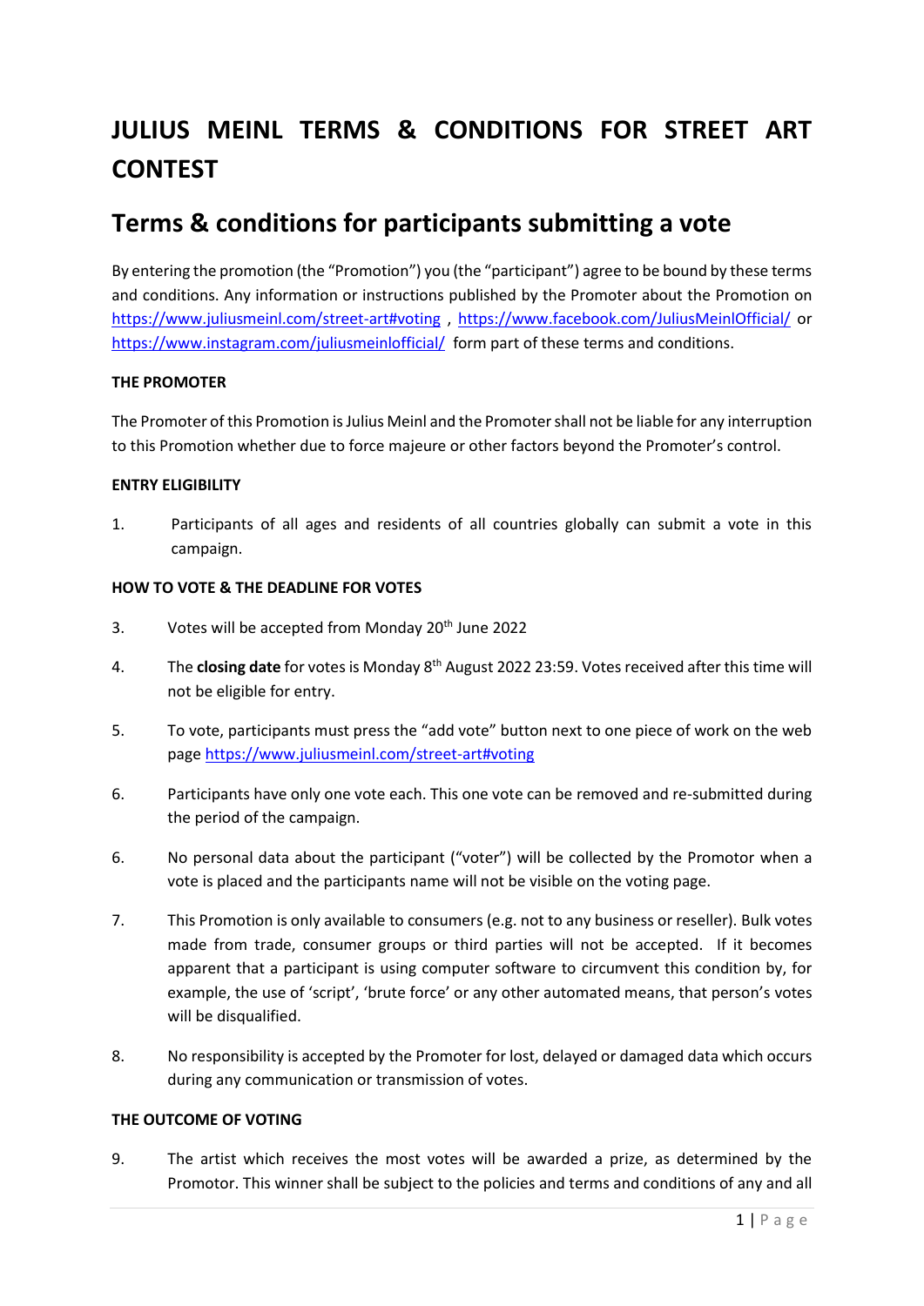# JULIUS MEINL TERMS & CONDITIONS FOR STREET ART CONTEST

## Terms & conditions for participants submitting a vote

By entering the promotion (the "Promotion") you (the "participant") agree to be bound by these terms and conditions. Any information or instructions published by the Promoter about the Promotion on https://www.juliusmeinl.com/street-art#voting , https://www.facebook.com/JuliusMeinlOfficial/ or https://www.instagram.com/juliusmeinlofficial/ form part of these terms and conditions.

**THE PROMOTER**

The Promoter of this Promotion is Julius Meinl and the Promoter shall not be liable for any interruption to this Promotion whether due to force majeure or other factors beyond the Promoter's control.

**ENTRY ELIGIBILITY**

1. Participants of all ages and residents of all countries globally can submit a vote in this campaign.

**HOW TO VOTE & THE DEADLINE FOR VOTES**

3. Votes will be accepted from Monday 20th June 2022

4. The **closing date** for votes is Monday 8th August 2022 23:59. Votes received after this time will not be eligible for entry.

5. To vote, participants must press the "add vote" button next to one piece of work on the web page https://www.juliusmeinl.com/street-art#voting

6. Participants have only one vote each. This one vote can be removed and re-submitted during the period of the campaign.

6. No personal data about the participant ("voter") will be collected by the Promotor when a vote is placed and the participants name will not be visible on the voting page.

7. This Promotion is only available to consumers (e.g. not to any business or reseller). Bulk votes made from trade, consumer groups or third parties will not be accepted. If it becomes apparent that a participant is using computer software to circumvent this condition by, for example, the use of 'script', 'brute force' or any other automated means, that person's votes will be disqualified.

8. No responsibility is accepted by the Promoter for lost, delayed or damaged data which occurs during any communication or transmission of votes.

**THE OUTCOME OF VOTING**

9. The artist which receives the most votes will be awarded a prize, as determined by the Promotor. This winner shall be subject to the policies and terms and conditions of any and all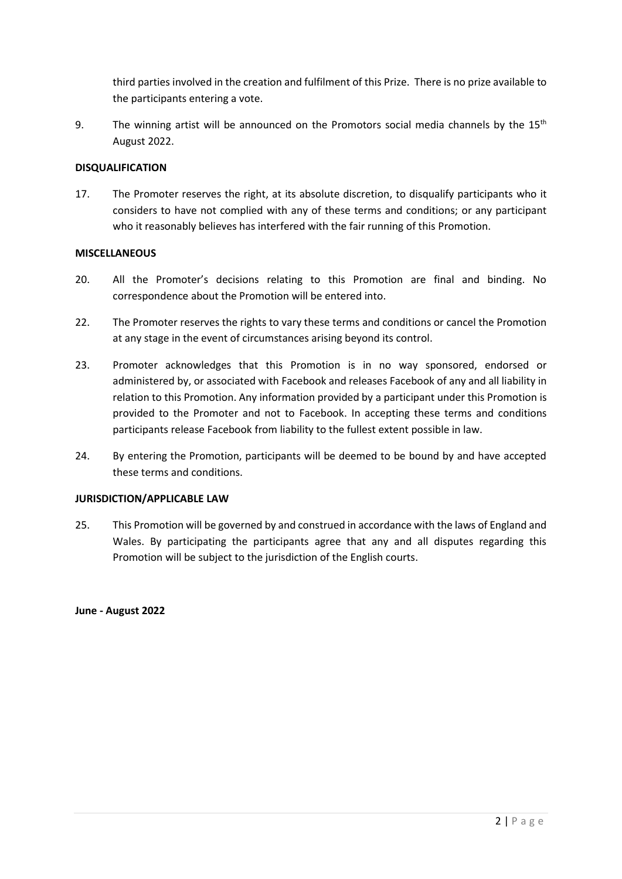third parties involved in the creation and fulfilment of this Prize. There is no prize available to the participants entering a vote.

9. The winning artist will be announced on the Promotors social media channels by the 15th August 2022.

**DISQUALIFICATION**

17. The Promoter reserves the right, at its absolute discretion, to disqualify participants who it considers to have not complied with any of these terms and conditions; or any participant who it reasonably believes has interfered with the fair running of this Promotion.

**MISCELLANEOUS**

20. All the Promoter's decisions relating to this Promotion are final and binding. No correspondence about the Promotion will be entered into.

22. The Promoter reserves the rights to vary these terms and conditions or cancel the Promotion at any stage in the event of circumstances arising beyond its control.

23. Promoter acknowledges that this Promotion is in no way sponsored, endorsed or administered by, or associated with Facebook and releases Facebook of any and all liability in relation to this Promotion. Any information provided by a participant under this Promotion is provided to the Promoter and not to Facebook. In accepting these terms and conditions participants release Facebook from liability to the fullest extent possible in law.

24. By entering the Promotion, participants will be deemed to be bound by and have accepted these terms and conditions.

**JURISDICTION/APPLICABLE LAW**

25. This Promotion will be governed by and construed in accordance with the laws of England and Wales. By participating the participants agree that any and all disputes regarding this Promotion will be subject to the jurisdiction of the English courts.

**June - August 2022**